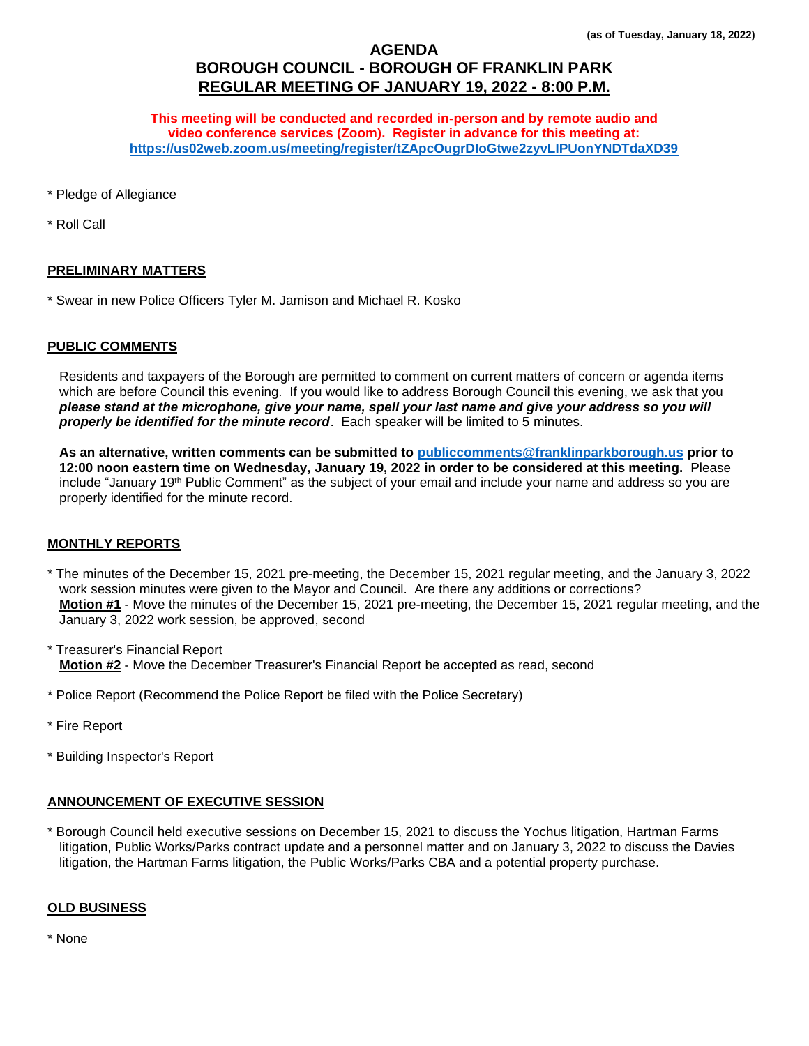**(as of Tuesday, January 18, 2022)**

# AGENDA
# BOROUGH COUNCIL - BOROUGH OF FRANKLIN PARK
# REGULAR MEETING OF JANUARY 19, 2022 - 8:00 P.M.

**This meeting will be conducted and recorded in-person and by remote audio and video conference services (Zoom). Register in advance for this meeting at: https://us02web.zoom.us/meeting/register/tZApcOugrDIoGtwe2zyvLIPUonYNDTdaXD39**

* Pledge of Allegiance

* Roll Call

## PRELIMINARY MATTERS

* Swear in new Police Officers Tyler M. Jamison and Michael R. Kosko

## PUBLIC COMMENTS

Residents and taxpayers of the Borough are permitted to comment on current matters of concern or agenda items which are before Council this evening. If you would like to address Borough Council this evening, we ask that you ***please stand at the microphone, give your name, spell your last name and give your address so you will properly be identified for the minute record***. Each speaker will be limited to 5 minutes.

**As an alternative, written comments can be submitted to publiccomments@franklinparkborough.us prior to 12:00 noon eastern time on Wednesday, January 19, 2022 in order to be considered at this meeting.** Please include "January 19th Public Comment" as the subject of your email and include your name and address so you are properly identified for the minute record.

## MONTHLY REPORTS

* The minutes of the December 15, 2021 pre-meeting, the December 15, 2021 regular meeting, and the January 3, 2022 work session minutes were given to the Mayor and Council. Are there any additions or corrections?
  **Motion #1** - Move the minutes of the December 15, 2021 pre-meeting, the December 15, 2021 regular meeting, and the January 3, 2022 work session, be approved, second

* Treasurer's Financial Report
  **Motion #2** - Move the December Treasurer's Financial Report be accepted as read, second

* Police Report (Recommend the Police Report be filed with the Police Secretary)

* Fire Report

* Building Inspector's Report

## ANNOUNCEMENT OF EXECUTIVE SESSION

* Borough Council held executive sessions on December 15, 2021 to discuss the Yochus litigation, Hartman Farms litigation, Public Works/Parks contract update and a personnel matter and on January 3, 2022 to discuss the Davies litigation, the Hartman Farms litigation, the Public Works/Parks CBA and a potential property purchase.

## OLD BUSINESS

* None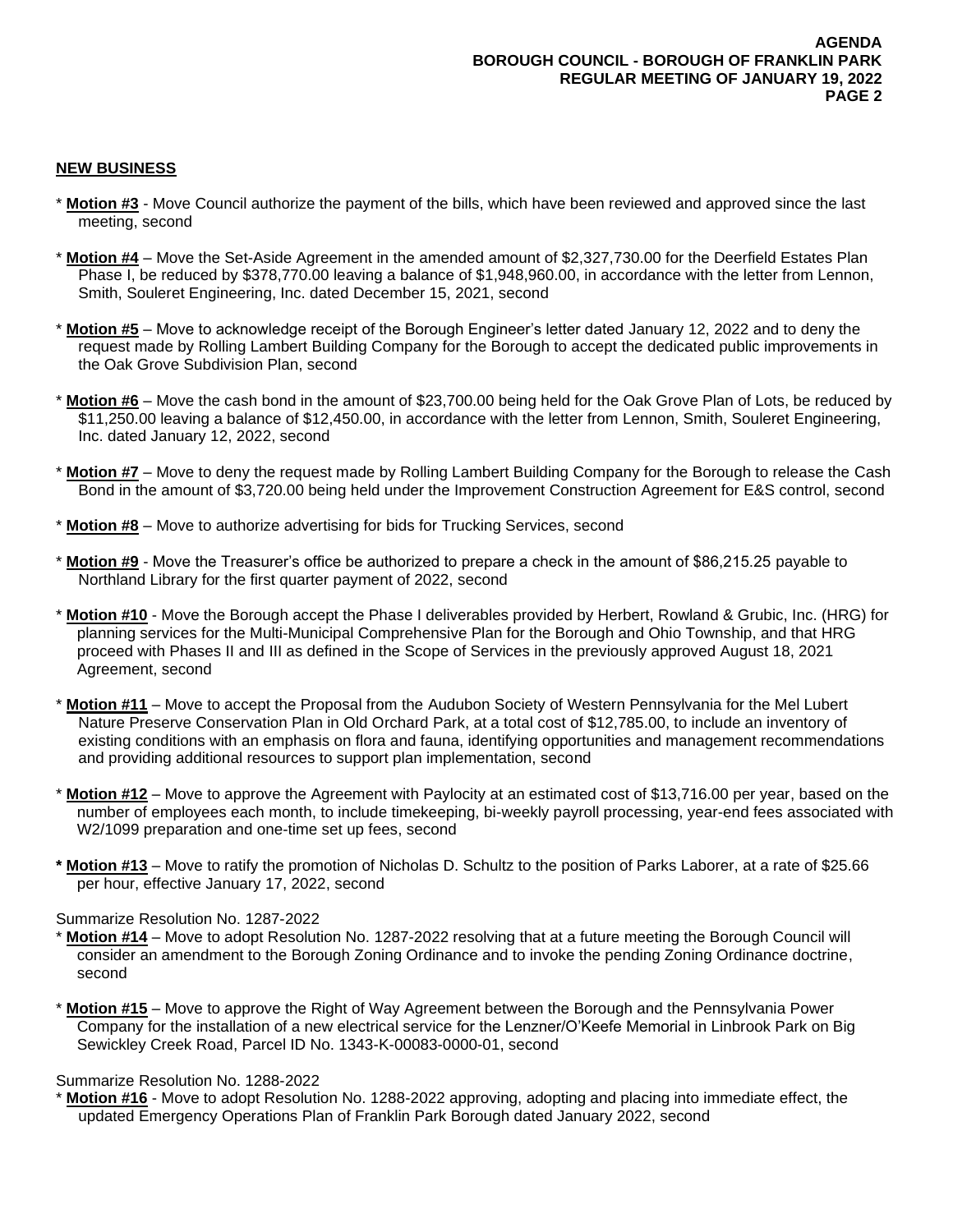## NEW BUSINESS

* **Motion #3** - Move Council authorize the payment of the bills, which have been reviewed and approved since the last meeting, second

* **Motion #4** – Move the Set-Aside Agreement in the amended amount of $2,327,730.00 for the Deerfield Estates Plan Phase I, be reduced by $378,770.00 leaving a balance of $1,948,960.00, in accordance with the letter from Lennon, Smith, Souleret Engineering, Inc. dated December 15, 2021, second

* **Motion #5** – Move to acknowledge receipt of the Borough Engineer's letter dated January 12, 2022 and to deny the request made by Rolling Lambert Building Company for the Borough to accept the dedicated public improvements in the Oak Grove Subdivision Plan, second

* **Motion #6** – Move the cash bond in the amount of $23,700.00 being held for the Oak Grove Plan of Lots, be reduced by $11,250.00 leaving a balance of $12,450.00, in accordance with the letter from Lennon, Smith, Souleret Engineering, Inc. dated January 12, 2022, second

* **Motion #7** – Move to deny the request made by Rolling Lambert Building Company for the Borough to release the Cash Bond in the amount of $3,720.00 being held under the Improvement Construction Agreement for E&S control, second

* **Motion #8** – Move to authorize advertising for bids for Trucking Services, second

* **Motion #9** - Move the Treasurer's office be authorized to prepare a check in the amount of $86,215.25 payable to Northland Library for the first quarter payment of 2022, second

* **Motion #10** - Move the Borough accept the Phase I deliverables provided by Herbert, Rowland & Grubic, Inc. (HRG) for planning services for the Multi-Municipal Comprehensive Plan for the Borough and Ohio Township, and that HRG proceed with Phases II and III as defined in the Scope of Services in the previously approved August 18, 2021 Agreement, second

* **Motion #11** – Move to accept the Proposal from the Audubon Society of Western Pennsylvania for the Mel Lubert Nature Preserve Conservation Plan in Old Orchard Park, at a total cost of $12,785.00, to include an inventory of existing conditions with an emphasis on flora and fauna, identifying opportunities and management recommendations and providing additional resources to support plan implementation, second

* **Motion #12** – Move to approve the Agreement with Paylocity at an estimated cost of $13,716.00 per year, based on the number of employees each month, to include timekeeping, bi-weekly payroll processing, year-end fees associated with W2/1099 preparation and one-time set up fees, second

**\*** **Motion #13** – Move to ratify the promotion of Nicholas D. Schultz to the position of Parks Laborer, at a rate of $25.66 per hour, effective January 17, 2022, second

Summarize Resolution No. 1287-2022

* **Motion #14** – Move to adopt Resolution No. 1287-2022 resolving that at a future meeting the Borough Council will consider an amendment to the Borough Zoning Ordinance and to invoke the pending Zoning Ordinance doctrine, second

* **Motion #15** – Move to approve the Right of Way Agreement between the Borough and the Pennsylvania Power Company for the installation of a new electrical service for the Lenzner/O'Keefe Memorial in Linbrook Park on Big Sewickley Creek Road, Parcel ID No. 1343-K-00083-0000-01, second

Summarize Resolution No. 1288-2022

* **Motion #16** - Move to adopt Resolution No. 1288-2022 approving, adopting and placing into immediate effect, the updated Emergency Operations Plan of Franklin Park Borough dated January 2022, second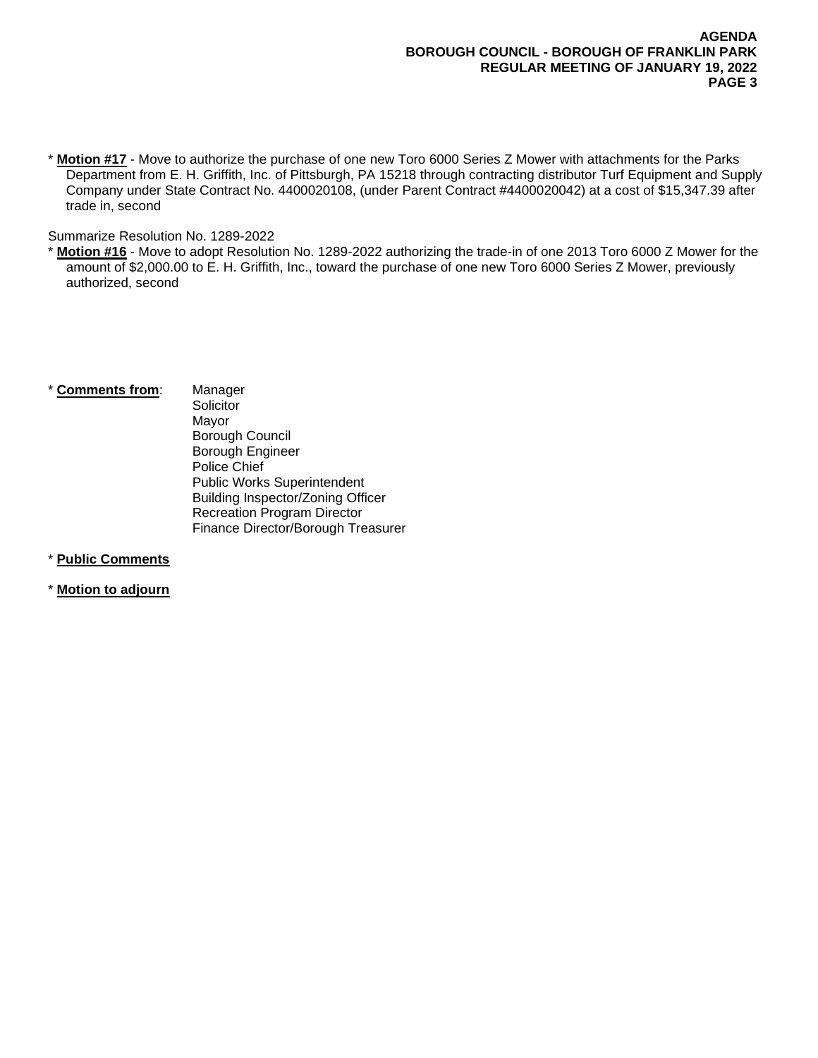\* **Motion #17** - Move to authorize the purchase of one new Toro 6000 Series Z Mower with attachments for the Parks Department from E. H. Griffith, Inc. of Pittsburgh, PA 15218 through contracting distributor Turf Equipment and Supply Company under State Contract No. 4400020108, (under Parent Contract #4400020042) at a cost of $15,347.39 after trade in, second

Summarize Resolution No. 1289-2022

\* **Motion #16** - Move to adopt Resolution No. 1289-2022 authorizing the trade-in of one 2013 Toro 6000 Z Mower for the amount of $2,000.00 to E. H. Griffith, Inc., toward the purchase of one new Toro 6000 Series Z Mower, previously authorized, second

\* **Comments from**:
- Manager
- Solicitor
- Mayor
- Borough Council
- Borough Engineer
- Police Chief
- Public Works Superintendent
- Building Inspector/Zoning Officer
- Recreation Program Director
- Finance Director/Borough Treasurer

\* **Public Comments**

\* **Motion to adjourn**